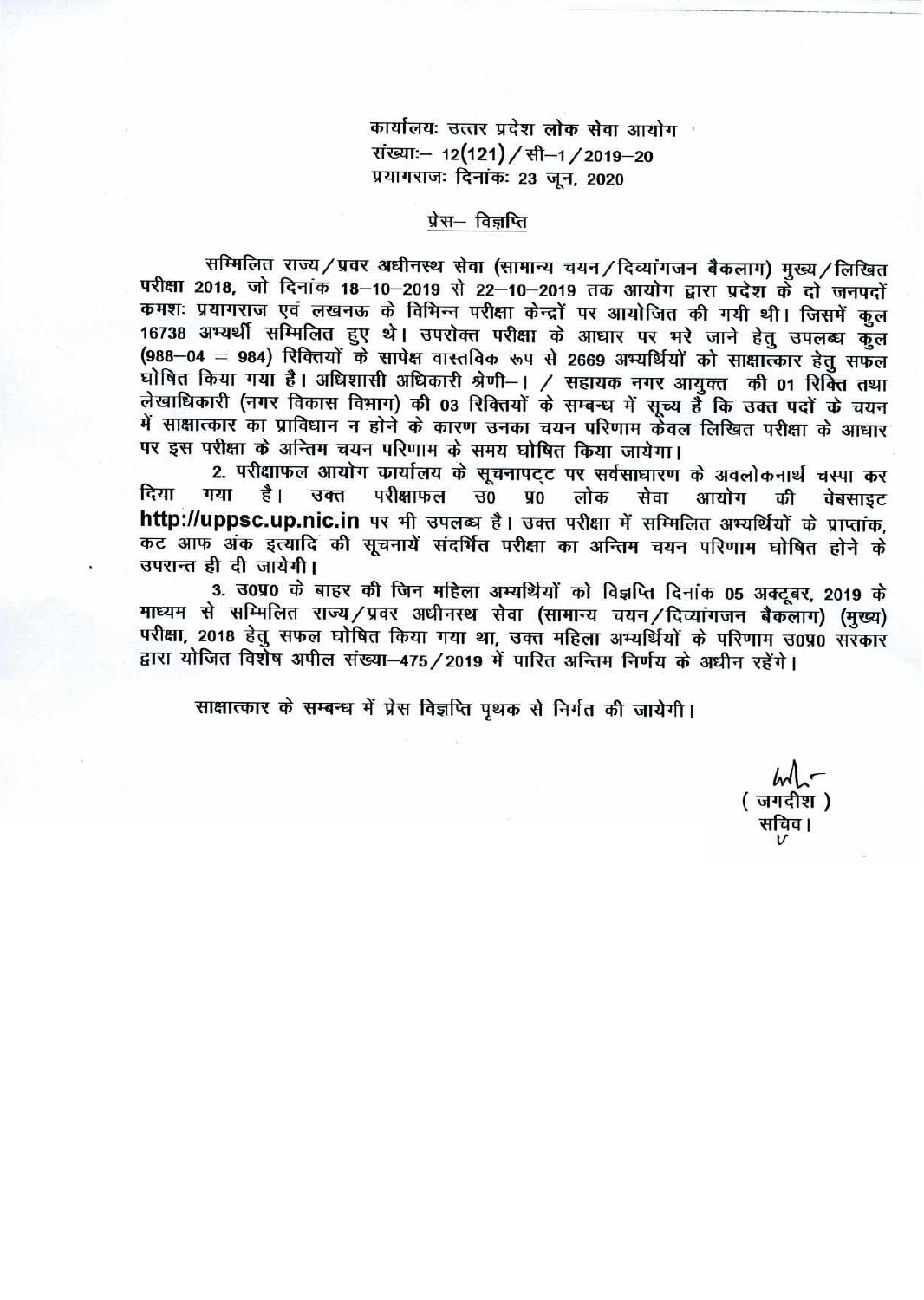कार्यालयः उत्तर प्रदेश लोक सेवा आयोग
संख्याः– 12(121)/सी–1/2019–20
प्रयागराजः दिनांकः 23 जून, 2020

## प्रेस– विज्ञप्ति

सम्मिलित राज्य/प्रवर अधीनस्थ सेवा (सामान्य चयन/दिव्यांगजन बैकलाग) मुख्य/लिखित परीक्षा 2018, जो दिनांक 18–10–2019 से 22–10–2019 तक आयोग द्वारा प्रदेश के दो जनपदों कमशः प्रयागराज एवं लखनऊ के विभिन्न परीक्षा केन्द्रों पर आयोजित की गयी थी। जिसमें कुल 16738 अभ्यर्थी सम्मिलित हुए थे। उपरोक्त परीक्षा के आधार पर भरे जाने हेतु उपलब्ध कुल (988–04 = 984) रिक्तियों के सापेक्ष वास्तविक रूप से 2669 अभ्यर्थियों को साक्षात्कार हेतु सफल घोषित किया गया है। अधिशासी अधिकारी श्रेणी–। / सहायक नगर आयुक्त की 01 रिक्ति तथा लेखाधिकारी (नगर विकास विभाग) की 03 रिक्तियों के सम्बन्ध में सूच्य है कि उक्त पदों के चयन में साक्षात्कार का प्राविधान न होने के कारण उनका चयन परिणाम केवल लिखित परीक्षा के आधार पर इस परीक्षा के अन्तिम चयन परिणाम के समय घोषित किया जायेगा।

2. परीक्षाफल आयोग कार्यालय के सूचनापट्ट पर सर्वसाधारण के अवलोकनार्थ चस्पा कर दिया गया है। उक्त परीक्षाफल उ0 प्र0 लोक सेवा आयोग की वेबसाइट **http://uppsc.up.nic.in** पर भी उपलब्ध है। उक्त परीक्षा में सम्मिलित अभ्यर्थियों के प्राप्तांक, कट आफ अंक इत्यादि की सूचनायें संदर्भित परीक्षा का अन्तिम चयन परिणाम घोषित होने के उपरान्त ही दी जायेगी।

3. उ0प्र0 के बाहर की जिन महिला अभ्यर्थियों को विज्ञप्ति दिनांक 05 अक्टूबर, 2019 के माध्यम से सम्मिलित राज्य/प्रवर अधीनस्थ सेवा (सामान्य चयन/दिव्यांगजन बैकलाग) (मुख्य) परीक्षा, 2018 हेतु सफल घोषित किया गया था, उक्त महिला अभ्यर्थियों के परिणाम उ0प्र0 सरकार द्वारा योजित विशेष अपील संख्या–475/2019 में पारित अन्तिम निर्णय के अधीन रहेंगे।

साक्षात्कार के सम्बन्ध में प्रेस विज्ञप्ति पृथक से निर्गत की जायेगी।

( जगदीश )
सचिव।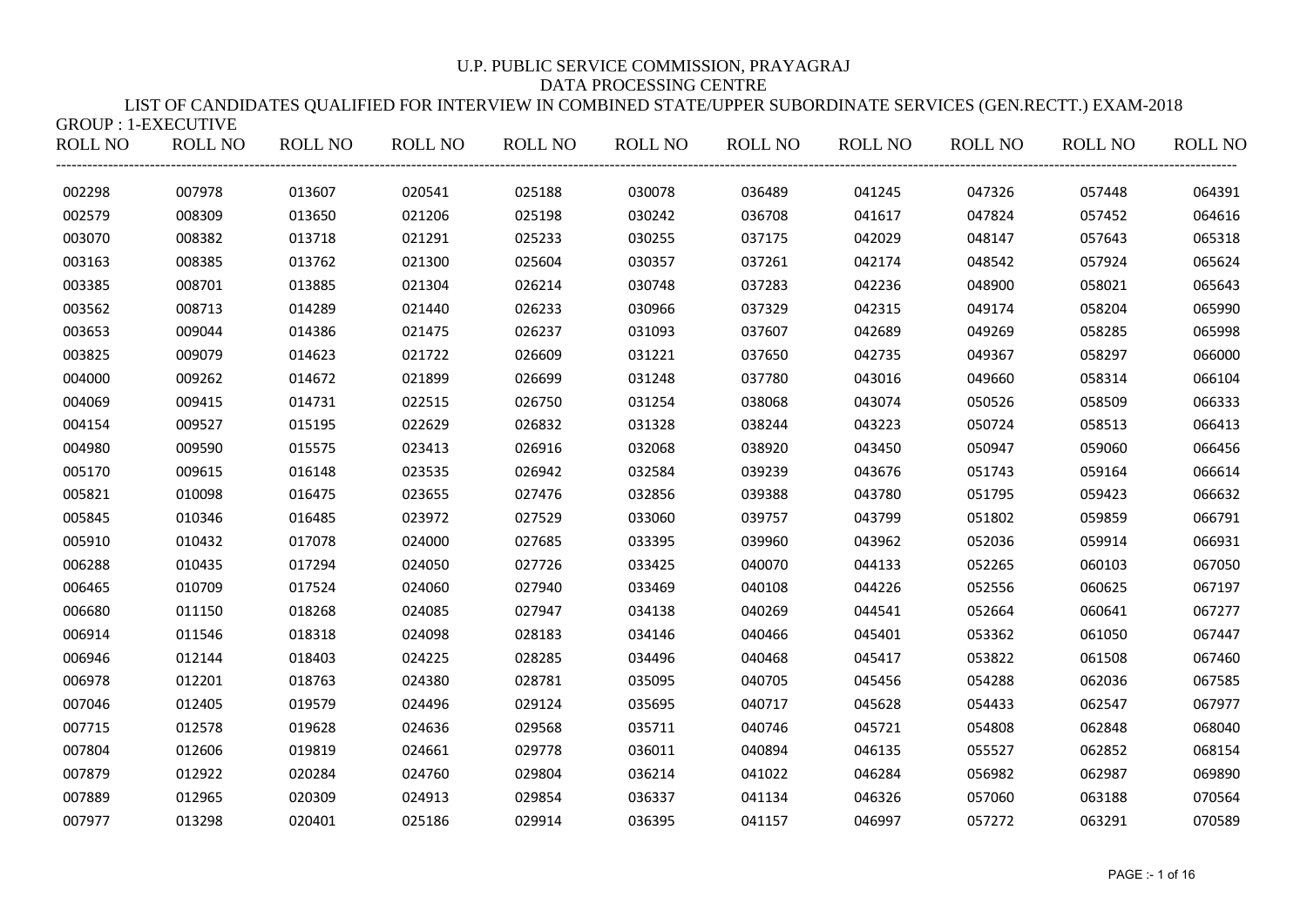U.P. PUBLIC SERVICE COMMISSION, PRAYAGRAJ
DATA PROCESSING CENTRE
LIST OF CANDIDATES QUALIFIED FOR INTERVIEW IN COMBINED STATE/UPPER SUBORDINATE SERVICES (GEN.RECTT.) EXAM-2018

GROUP : 1-EXECUTIVE

| ROLL NO | ROLL NO | ROLL NO | ROLL NO | ROLL NO | ROLL NO | ROLL NO | ROLL NO | ROLL NO | ROLL NO | ROLL NO |
|---|---|---|---|---|---|---|---|---|---|---|
| 002298 | 007978 | 013607 | 020541 | 025188 | 030078 | 036489 | 041245 | 047326 | 057448 | 064391 |
| 002579 | 008309 | 013650 | 021206 | 025198 | 030242 | 036708 | 041617 | 047824 | 057452 | 064616 |
| 003070 | 008382 | 013718 | 021291 | 025233 | 030255 | 037175 | 042029 | 048147 | 057643 | 065318 |
| 003163 | 008385 | 013762 | 021300 | 025604 | 030357 | 037261 | 042174 | 048542 | 057924 | 065624 |
| 003385 | 008701 | 013885 | 021304 | 026214 | 030748 | 037283 | 042236 | 048900 | 058021 | 065643 |
| 003562 | 008713 | 014289 | 021440 | 026233 | 030966 | 037329 | 042315 | 049174 | 058204 | 065990 |
| 003653 | 009044 | 014386 | 021475 | 026237 | 031093 | 037607 | 042689 | 049269 | 058285 | 065998 |
| 003825 | 009079 | 014623 | 021722 | 026609 | 031221 | 037650 | 042735 | 049367 | 058297 | 066000 |
| 004000 | 009262 | 014672 | 021899 | 026699 | 031248 | 037780 | 043016 | 049660 | 058314 | 066104 |
| 004069 | 009415 | 014731 | 022515 | 026750 | 031254 | 038068 | 043074 | 050526 | 058509 | 066333 |
| 004154 | 009527 | 015195 | 022629 | 026832 | 031328 | 038244 | 043223 | 050724 | 058513 | 066413 |
| 004980 | 009590 | 015575 | 023413 | 026916 | 032068 | 038920 | 043450 | 050947 | 059060 | 066456 |
| 005170 | 009615 | 016148 | 023535 | 026942 | 032584 | 039239 | 043676 | 051743 | 059164 | 066614 |
| 005821 | 010098 | 016475 | 023655 | 027476 | 032856 | 039388 | 043780 | 051795 | 059423 | 066632 |
| 005845 | 010346 | 016485 | 023972 | 027529 | 033060 | 039757 | 043799 | 051802 | 059859 | 066791 |
| 005910 | 010432 | 017078 | 024000 | 027685 | 033395 | 039960 | 043962 | 052036 | 059914 | 066931 |
| 006288 | 010435 | 017294 | 024050 | 027726 | 033425 | 040070 | 044133 | 052265 | 060103 | 067050 |
| 006465 | 010709 | 017524 | 024060 | 027940 | 033469 | 040108 | 044226 | 052556 | 060625 | 067197 |
| 006680 | 011150 | 018268 | 024085 | 027947 | 034138 | 040269 | 044541 | 052664 | 060641 | 067277 |
| 006914 | 011546 | 018318 | 024098 | 028183 | 034146 | 040466 | 045401 | 053362 | 061050 | 067447 |
| 006946 | 012144 | 018403 | 024225 | 028285 | 034496 | 040468 | 045417 | 053822 | 061508 | 067460 |
| 006978 | 012201 | 018763 | 024380 | 028781 | 035095 | 040705 | 045456 | 054288 | 062036 | 067585 |
| 007046 | 012405 | 019579 | 024496 | 029124 | 035695 | 040717 | 045628 | 054433 | 062547 | 067977 |
| 007715 | 012578 | 019628 | 024636 | 029568 | 035711 | 040746 | 045721 | 054808 | 062848 | 068040 |
| 007804 | 012606 | 019819 | 024661 | 029778 | 036011 | 040894 | 046135 | 055527 | 062852 | 068154 |
| 007879 | 012922 | 020284 | 024760 | 029804 | 036214 | 041022 | 046284 | 056982 | 062987 | 069890 |
| 007889 | 012965 | 020309 | 024913 | 029854 | 036337 | 041134 | 046326 | 057060 | 063188 | 070564 |
| 007977 | 013298 | 020401 | 025186 | 029914 | 036395 | 041157 | 046997 | 057272 | 063291 | 070589 |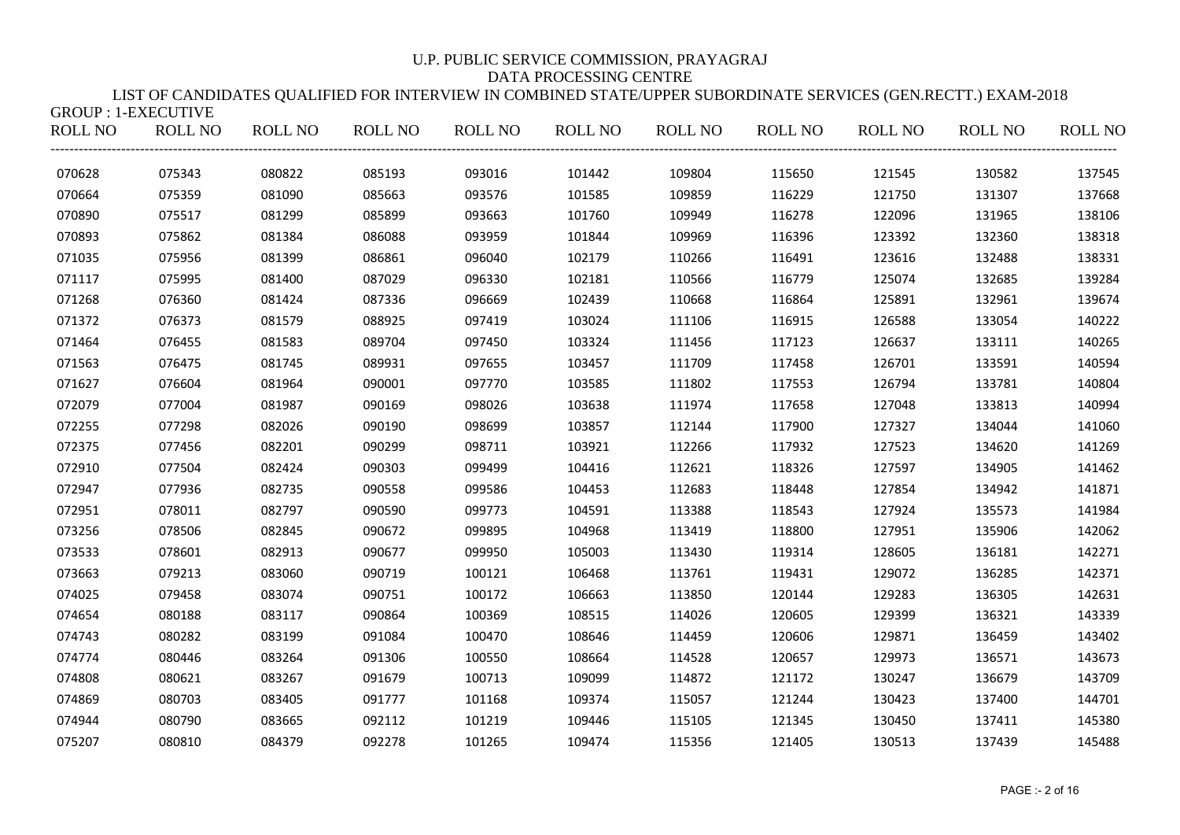U.P. PUBLIC SERVICE COMMISSION, PRAYAGRAJ

DATA PROCESSING CENTRE

LIST OF CANDIDATES QUALIFIED FOR INTERVIEW IN COMBINED STATE/UPPER SUBORDINATE SERVICES (GEN.RECTT.) EXAM-2018

GROUP : 1-EXECUTIVE

| ROLL NO | ROLL NO | ROLL NO | ROLL NO | ROLL NO | ROLL NO | ROLL NO | ROLL NO | ROLL NO | ROLL NO | ROLL NO |
|---|---|---|---|---|---|---|---|---|---|---|
| 070628 | 075343 | 080822 | 085193 | 093016 | 101442 | 109804 | 115650 | 121545 | 130582 | 137545 |
| 070664 | 075359 | 081090 | 085663 | 093576 | 101585 | 109859 | 116229 | 121750 | 131307 | 137668 |
| 070890 | 075517 | 081299 | 085899 | 093663 | 101760 | 109949 | 116278 | 122096 | 131965 | 138106 |
| 070893 | 075862 | 081384 | 086088 | 093959 | 101844 | 109969 | 116396 | 123392 | 132360 | 138318 |
| 071035 | 075956 | 081399 | 086861 | 096040 | 102179 | 110266 | 116491 | 123616 | 132488 | 138331 |
| 071117 | 075995 | 081400 | 087029 | 096330 | 102181 | 110566 | 116779 | 125074 | 132685 | 139284 |
| 071268 | 076360 | 081424 | 087336 | 096669 | 102439 | 110668 | 116864 | 125891 | 132961 | 139674 |
| 071372 | 076373 | 081579 | 088925 | 097419 | 103024 | 111106 | 116915 | 126588 | 133054 | 140222 |
| 071464 | 076455 | 081583 | 089704 | 097450 | 103324 | 111456 | 117123 | 126637 | 133111 | 140265 |
| 071563 | 076475 | 081745 | 089931 | 097655 | 103457 | 111709 | 117458 | 126701 | 133591 | 140594 |
| 071627 | 076604 | 081964 | 090001 | 097770 | 103585 | 111802 | 117553 | 126794 | 133781 | 140804 |
| 072079 | 077004 | 081987 | 090169 | 098026 | 103638 | 111974 | 117658 | 127048 | 133813 | 140994 |
| 072255 | 077298 | 082026 | 090190 | 098699 | 103857 | 112144 | 117900 | 127327 | 134044 | 141060 |
| 072375 | 077456 | 082201 | 090299 | 098711 | 103921 | 112266 | 117932 | 127523 | 134620 | 141269 |
| 072910 | 077504 | 082424 | 090303 | 099499 | 104416 | 112621 | 118326 | 127597 | 134905 | 141462 |
| 072947 | 077936 | 082735 | 090558 | 099586 | 104453 | 112683 | 118448 | 127854 | 134942 | 141871 |
| 072951 | 078011 | 082797 | 090590 | 099773 | 104591 | 113388 | 118543 | 127924 | 135573 | 141984 |
| 073256 | 078506 | 082845 | 090672 | 099895 | 104968 | 113419 | 118800 | 127951 | 135906 | 142062 |
| 073533 | 078601 | 082913 | 090677 | 099950 | 105003 | 113430 | 119314 | 128605 | 136181 | 142271 |
| 073663 | 079213 | 083060 | 090719 | 100121 | 106468 | 113761 | 119431 | 129072 | 136285 | 142371 |
| 074025 | 079458 | 083074 | 090751 | 100172 | 106663 | 113850 | 120144 | 129283 | 136305 | 142631 |
| 074654 | 080188 | 083117 | 090864 | 100369 | 108515 | 114026 | 120605 | 129399 | 136321 | 143339 |
| 074743 | 080282 | 083199 | 091084 | 100470 | 108646 | 114459 | 120606 | 129871 | 136459 | 143402 |
| 074774 | 080446 | 083264 | 091306 | 100550 | 108664 | 114528 | 120657 | 129973 | 136571 | 143673 |
| 074808 | 080621 | 083267 | 091679 | 100713 | 109099 | 114872 | 121172 | 130247 | 136679 | 143709 |
| 074869 | 080703 | 083405 | 091777 | 101168 | 109374 | 115057 | 121244 | 130423 | 137400 | 144701 |
| 074944 | 080790 | 083665 | 092112 | 101219 | 109446 | 115105 | 121345 | 130450 | 137411 | 145380 |
| 075207 | 080810 | 084379 | 092278 | 101265 | 109474 | 115356 | 121405 | 130513 | 137439 | 145488 |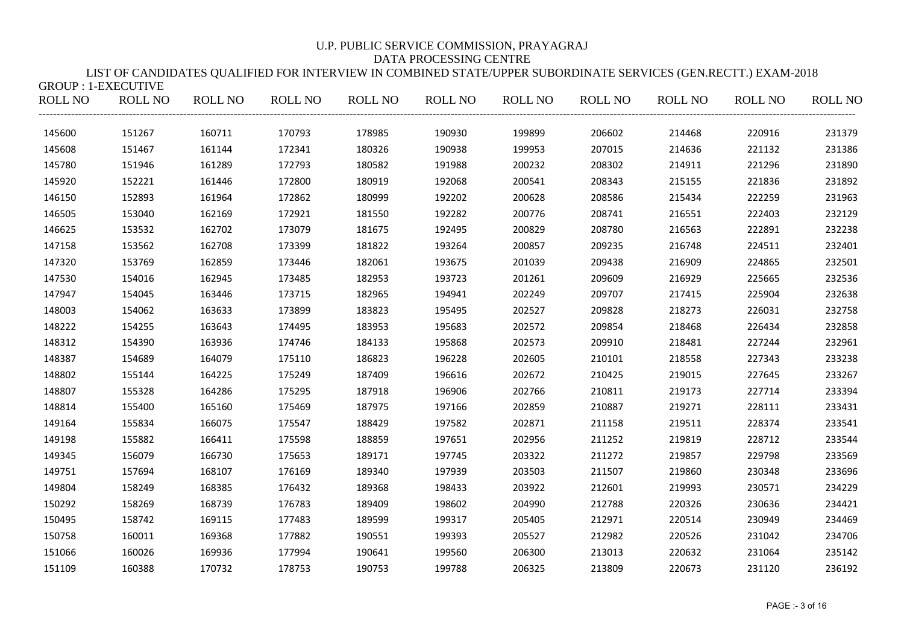U.P. PUBLIC SERVICE COMMISSION, PRAYAGRAJ

DATA PROCESSING CENTRE

LIST OF CANDIDATES QUALIFIED FOR INTERVIEW IN COMBINED STATE/UPPER SUBORDINATE SERVICES (GEN.RECTT.) EXAM-2018

GROUP : 1-EXECUTIVE

| ROLL NO | ROLL NO | ROLL NO | ROLL NO | ROLL NO | ROLL NO | ROLL NO | ROLL NO | ROLL NO | ROLL NO | ROLL NO |
|---|---|---|---|---|---|---|---|---|---|---|
| 145600 | 151267 | 160711 | 170793 | 178985 | 190930 | 199899 | 206602 | 214468 | 220916 | 231379 |
| 145608 | 151467 | 161144 | 172341 | 180326 | 190938 | 199953 | 207015 | 214636 | 221132 | 231386 |
| 145780 | 151946 | 161289 | 172793 | 180582 | 191988 | 200232 | 208302 | 214911 | 221296 | 231890 |
| 145920 | 152221 | 161446 | 172800 | 180919 | 192068 | 200541 | 208343 | 215155 | 221836 | 231892 |
| 146150 | 152893 | 161964 | 172862 | 180999 | 192202 | 200628 | 208586 | 215434 | 222259 | 231963 |
| 146505 | 153040 | 162169 | 172921 | 181550 | 192282 | 200776 | 208741 | 216551 | 222403 | 232129 |
| 146625 | 153532 | 162702 | 173079 | 181675 | 192495 | 200829 | 208780 | 216563 | 222891 | 232238 |
| 147158 | 153562 | 162708 | 173399 | 181822 | 193264 | 200857 | 209235 | 216748 | 224511 | 232401 |
| 147320 | 153769 | 162859 | 173446 | 182061 | 193675 | 201039 | 209438 | 216909 | 224865 | 232501 |
| 147530 | 154016 | 162945 | 173485 | 182953 | 193723 | 201261 | 209609 | 216929 | 225665 | 232536 |
| 147947 | 154045 | 163446 | 173715 | 182965 | 194941 | 202249 | 209707 | 217415 | 225904 | 232638 |
| 148003 | 154062 | 163633 | 173899 | 183823 | 195495 | 202527 | 209828 | 218273 | 226031 | 232758 |
| 148222 | 154255 | 163643 | 174495 | 183953 | 195683 | 202572 | 209854 | 218468 | 226434 | 232858 |
| 148312 | 154390 | 163936 | 174746 | 184133 | 195868 | 202573 | 209910 | 218481 | 227244 | 232961 |
| 148387 | 154689 | 164079 | 175110 | 186823 | 196228 | 202605 | 210101 | 218558 | 227343 | 233238 |
| 148802 | 155144 | 164225 | 175249 | 187409 | 196616 | 202672 | 210425 | 219015 | 227645 | 233267 |
| 148807 | 155328 | 164286 | 175295 | 187918 | 196906 | 202766 | 210811 | 219173 | 227714 | 233394 |
| 148814 | 155400 | 165160 | 175469 | 187975 | 197166 | 202859 | 210887 | 219271 | 228111 | 233431 |
| 149164 | 155834 | 166075 | 175547 | 188429 | 197582 | 202871 | 211158 | 219511 | 228374 | 233541 |
| 149198 | 155882 | 166411 | 175598 | 188859 | 197651 | 202956 | 211252 | 219819 | 228712 | 233544 |
| 149345 | 156079 | 166730 | 175653 | 189171 | 197745 | 203322 | 211272 | 219857 | 229798 | 233569 |
| 149751 | 157694 | 168107 | 176169 | 189340 | 197939 | 203503 | 211507 | 219860 | 230348 | 233696 |
| 149804 | 158249 | 168385 | 176432 | 189368 | 198433 | 203922 | 212601 | 219993 | 230571 | 234229 |
| 150292 | 158269 | 168739 | 176783 | 189409 | 198602 | 204990 | 212788 | 220326 | 230636 | 234421 |
| 150495 | 158742 | 169115 | 177483 | 189599 | 199317 | 205405 | 212971 | 220514 | 230949 | 234469 |
| 150758 | 160011 | 169368 | 177882 | 190551 | 199393 | 205527 | 212982 | 220526 | 231042 | 234706 |
| 151066 | 160026 | 169936 | 177994 | 190641 | 199560 | 206300 | 213013 | 220632 | 231064 | 235142 |
| 151109 | 160388 | 170732 | 178753 | 190753 | 199788 | 206325 | 213809 | 220673 | 231120 | 236192 |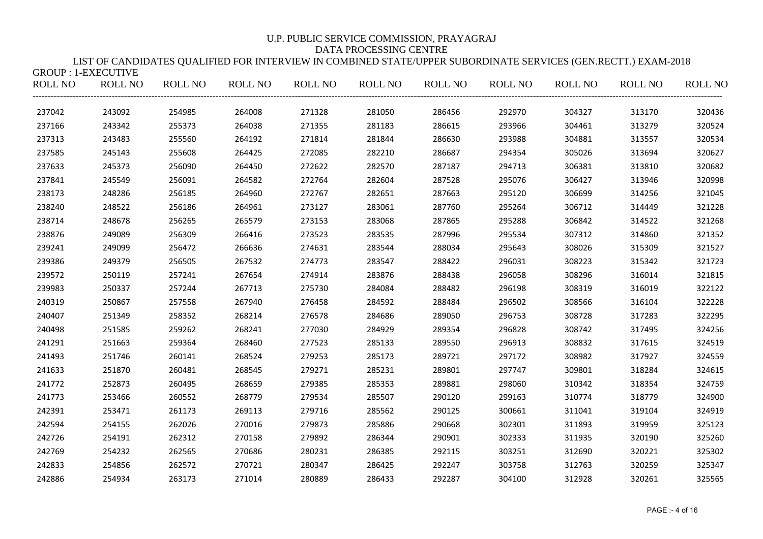U.P. PUBLIC SERVICE COMMISSION, PRAYAGRAJ

DATA PROCESSING CENTRE

LIST OF CANDIDATES QUALIFIED FOR INTERVIEW IN COMBINED STATE/UPPER SUBORDINATE SERVICES (GEN.RECTT.) EXAM-2018

GROUP : 1-EXECUTIVE

| ROLL NO | ROLL NO | ROLL NO | ROLL NO | ROLL NO | ROLL NO | ROLL NO | ROLL NO | ROLL NO | ROLL NO | ROLL NO |
|---|---|---|---|---|---|---|---|---|---|---|
| 237042 | 243092 | 254985 | 264008 | 271328 | 281050 | 286456 | 292970 | 304327 | 313170 | 320436 |
| 237166 | 243342 | 255373 | 264038 | 271355 | 281183 | 286615 | 293966 | 304461 | 313279 | 320524 |
| 237313 | 243483 | 255560 | 264192 | 271814 | 281844 | 286630 | 293988 | 304881 | 313557 | 320534 |
| 237585 | 245143 | 255608 | 264425 | 272085 | 282210 | 286687 | 294354 | 305026 | 313694 | 320627 |
| 237633 | 245373 | 256090 | 264450 | 272622 | 282570 | 287187 | 294713 | 306381 | 313810 | 320682 |
| 237841 | 245549 | 256091 | 264582 | 272764 | 282604 | 287528 | 295076 | 306427 | 313946 | 320998 |
| 238173 | 248286 | 256185 | 264960 | 272767 | 282651 | 287663 | 295120 | 306699 | 314256 | 321045 |
| 238240 | 248522 | 256186 | 264961 | 273127 | 283061 | 287760 | 295264 | 306712 | 314449 | 321228 |
| 238714 | 248678 | 256265 | 265579 | 273153 | 283068 | 287865 | 295288 | 306842 | 314522 | 321268 |
| 238876 | 249089 | 256309 | 266416 | 273523 | 283535 | 287996 | 295534 | 307312 | 314860 | 321352 |
| 239241 | 249099 | 256472 | 266636 | 274631 | 283544 | 288034 | 295643 | 308026 | 315309 | 321527 |
| 239386 | 249379 | 256505 | 267532 | 274773 | 283547 | 288422 | 296031 | 308223 | 315342 | 321723 |
| 239572 | 250119 | 257241 | 267654 | 274914 | 283876 | 288438 | 296058 | 308296 | 316014 | 321815 |
| 239983 | 250337 | 257244 | 267713 | 275730 | 284084 | 288482 | 296198 | 308319 | 316019 | 322122 |
| 240319 | 250867 | 257558 | 267940 | 276458 | 284592 | 288484 | 296502 | 308566 | 316104 | 322228 |
| 240407 | 251349 | 258352 | 268214 | 276578 | 284686 | 289050 | 296753 | 308728 | 317283 | 322295 |
| 240498 | 251585 | 259262 | 268241 | 277030 | 284929 | 289354 | 296828 | 308742 | 317495 | 324256 |
| 241291 | 251663 | 259364 | 268460 | 277523 | 285133 | 289550 | 296913 | 308832 | 317615 | 324519 |
| 241493 | 251746 | 260141 | 268524 | 279253 | 285173 | 289721 | 297172 | 308982 | 317927 | 324559 |
| 241633 | 251870 | 260481 | 268545 | 279271 | 285231 | 289801 | 297747 | 309801 | 318284 | 324615 |
| 241772 | 252873 | 260495 | 268659 | 279385 | 285353 | 289881 | 298060 | 310342 | 318354 | 324759 |
| 241773 | 253466 | 260552 | 268779 | 279534 | 285507 | 290120 | 299163 | 310774 | 318779 | 324900 |
| 242391 | 253471 | 261173 | 269113 | 279716 | 285562 | 290125 | 300661 | 311041 | 319104 | 324919 |
| 242594 | 254155 | 262026 | 270016 | 279873 | 285886 | 290668 | 302301 | 311893 | 319959 | 325123 |
| 242726 | 254191 | 262312 | 270158 | 279892 | 286344 | 290901 | 302333 | 311935 | 320190 | 325260 |
| 242769 | 254232 | 262565 | 270686 | 280231 | 286385 | 292115 | 303251 | 312690 | 320221 | 325302 |
| 242833 | 254856 | 262572 | 270721 | 280347 | 286425 | 292247 | 303758 | 312763 | 320259 | 325347 |
| 242886 | 254934 | 263173 | 271014 | 280889 | 286433 | 292287 | 304100 | 312928 | 320261 | 325565 |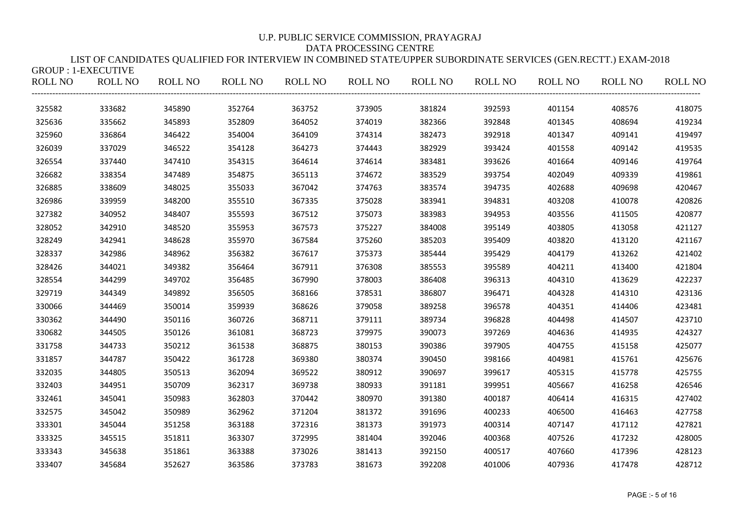U.P. PUBLIC SERVICE COMMISSION, PRAYAGRAJ

DATA PROCESSING CENTRE

LIST OF CANDIDATES QUALIFIED FOR INTERVIEW IN COMBINED STATE/UPPER SUBORDINATE SERVICES (GEN.RECTT.) EXAM-2018

GROUP : 1-EXECUTIVE

| ROLL NO | ROLL NO | ROLL NO | ROLL NO | ROLL NO | ROLL NO | ROLL NO | ROLL NO | ROLL NO | ROLL NO | ROLL NO |
|---|---|---|---|---|---|---|---|---|---|---|
| 325582 | 333682 | 345890 | 352764 | 363752 | 373905 | 381824 | 392593 | 401154 | 408576 | 418075 |
| 325636 | 335662 | 345893 | 352809 | 364052 | 374019 | 382366 | 392848 | 401345 | 408694 | 419234 |
| 325960 | 336864 | 346422 | 354004 | 364109 | 374314 | 382473 | 392918 | 401347 | 409141 | 419497 |
| 326039 | 337029 | 346522 | 354128 | 364273 | 374443 | 382929 | 393424 | 401558 | 409142 | 419535 |
| 326554 | 337440 | 347410 | 354315 | 364614 | 374614 | 383481 | 393626 | 401664 | 409146 | 419764 |
| 326682 | 338354 | 347489 | 354875 | 365113 | 374672 | 383529 | 393754 | 402049 | 409339 | 419861 |
| 326885 | 338609 | 348025 | 355033 | 367042 | 374763 | 383574 | 394735 | 402688 | 409698 | 420467 |
| 326986 | 339959 | 348200 | 355510 | 367335 | 375028 | 383941 | 394831 | 403208 | 410078 | 420826 |
| 327382 | 340952 | 348407 | 355593 | 367512 | 375073 | 383983 | 394953 | 403556 | 411505 | 420877 |
| 328052 | 342910 | 348520 | 355953 | 367573 | 375227 | 384008 | 395149 | 403805 | 413058 | 421127 |
| 328249 | 342941 | 348628 | 355970 | 367584 | 375260 | 385203 | 395409 | 403820 | 413120 | 421167 |
| 328337 | 342986 | 348962 | 356382 | 367617 | 375373 | 385444 | 395429 | 404179 | 413262 | 421402 |
| 328426 | 344021 | 349382 | 356464 | 367911 | 376308 | 385553 | 395589 | 404211 | 413400 | 421804 |
| 328554 | 344299 | 349702 | 356485 | 367990 | 378003 | 386408 | 396313 | 404310 | 413629 | 422237 |
| 329719 | 344349 | 349892 | 356505 | 368166 | 378531 | 386807 | 396471 | 404328 | 414310 | 423136 |
| 330066 | 344469 | 350014 | 359939 | 368626 | 379058 | 389258 | 396578 | 404351 | 414406 | 423481 |
| 330362 | 344490 | 350116 | 360726 | 368711 | 379111 | 389734 | 396828 | 404498 | 414507 | 423710 |
| 330682 | 344505 | 350126 | 361081 | 368723 | 379975 | 390073 | 397269 | 404636 | 414935 | 424327 |
| 331758 | 344733 | 350212 | 361538 | 368875 | 380153 | 390386 | 397905 | 404755 | 415158 | 425077 |
| 331857 | 344787 | 350422 | 361728 | 369380 | 380374 | 390450 | 398166 | 404981 | 415761 | 425676 |
| 332035 | 344805 | 350513 | 362094 | 369522 | 380912 | 390697 | 399617 | 405315 | 415778 | 425755 |
| 332403 | 344951 | 350709 | 362317 | 369738 | 380933 | 391181 | 399951 | 405667 | 416258 | 426546 |
| 332461 | 345041 | 350983 | 362803 | 370442 | 380970 | 391380 | 400187 | 406414 | 416315 | 427402 |
| 332575 | 345042 | 350989 | 362962 | 371204 | 381372 | 391696 | 400233 | 406500 | 416463 | 427758 |
| 333301 | 345044 | 351258 | 363188 | 372316 | 381373 | 391973 | 400314 | 407147 | 417112 | 427821 |
| 333325 | 345515 | 351811 | 363307 | 372995 | 381404 | 392046 | 400368 | 407526 | 417232 | 428005 |
| 333343 | 345638 | 351861 | 363388 | 373026 | 381413 | 392150 | 400517 | 407660 | 417396 | 428123 |
| 333407 | 345684 | 352627 | 363586 | 373783 | 381673 | 392208 | 401006 | 407936 | 417478 | 428712 |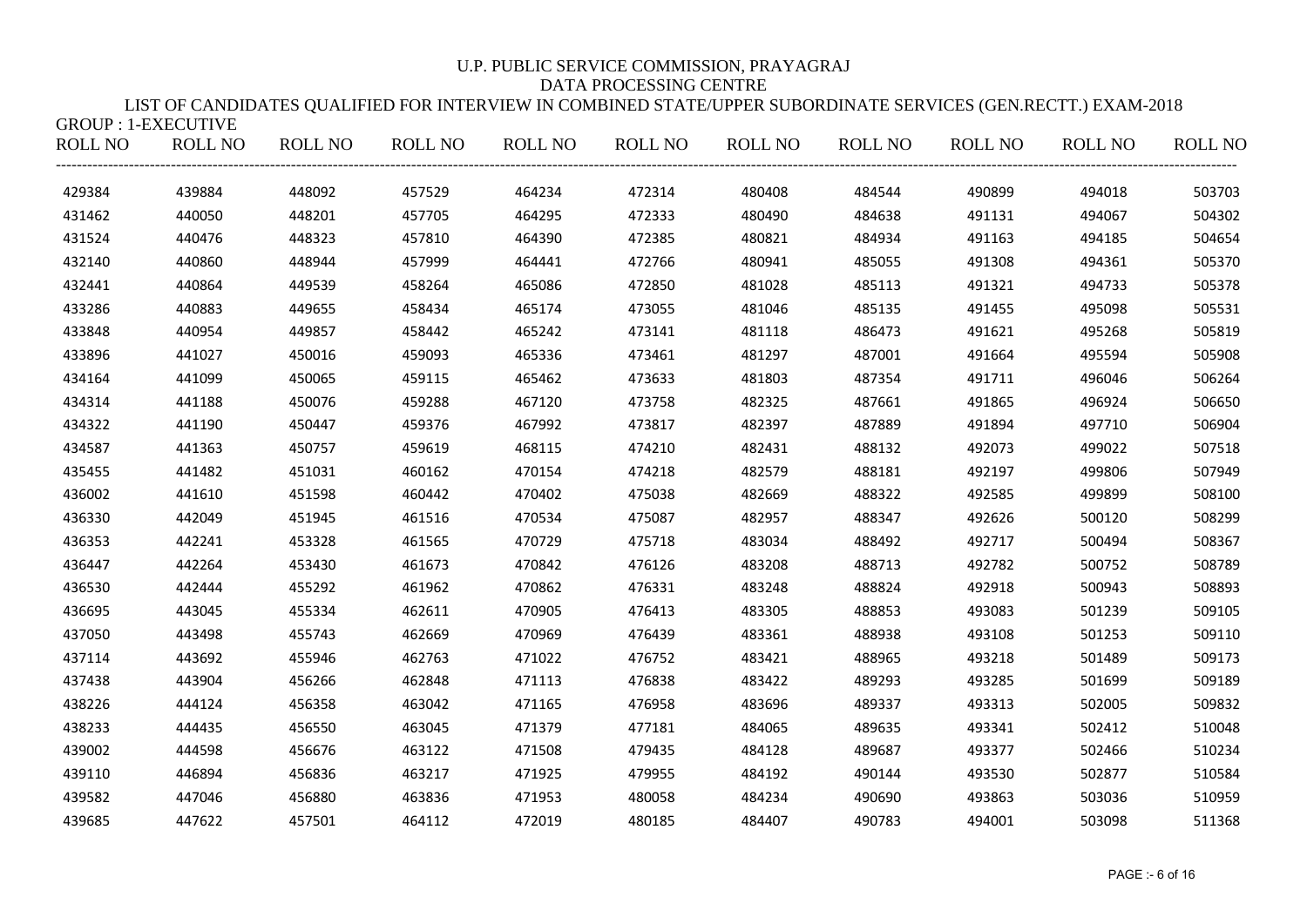U.P. PUBLIC SERVICE COMMISSION, PRAYAGRAJ

DATA PROCESSING CENTRE

LIST OF CANDIDATES QUALIFIED FOR INTERVIEW IN COMBINED STATE/UPPER SUBORDINATE SERVICES (GEN.RECTT.) EXAM-2018

GROUP : 1-EXECUTIVE

| ROLL NO | ROLL NO | ROLL NO | ROLL NO | ROLL NO | ROLL NO | ROLL NO | ROLL NO | ROLL NO | ROLL NO | ROLL NO |
|---|---|---|---|---|---|---|---|---|---|---|
| 429384 | 439884 | 448092 | 457529 | 464234 | 472314 | 480408 | 484544 | 490899 | 494018 | 503703 |
| 431462 | 440050 | 448201 | 457705 | 464295 | 472333 | 480490 | 484638 | 491131 | 494067 | 504302 |
| 431524 | 440476 | 448323 | 457810 | 464390 | 472385 | 480821 | 484934 | 491163 | 494185 | 504654 |
| 432140 | 440860 | 448944 | 457999 | 464441 | 472766 | 480941 | 485055 | 491308 | 494361 | 505370 |
| 432441 | 440864 | 449539 | 458264 | 465086 | 472850 | 481028 | 485113 | 491321 | 494733 | 505378 |
| 433286 | 440883 | 449655 | 458434 | 465174 | 473055 | 481046 | 485135 | 491455 | 495098 | 505531 |
| 433848 | 440954 | 449857 | 458442 | 465242 | 473141 | 481118 | 486473 | 491621 | 495268 | 505819 |
| 433896 | 441027 | 450016 | 459093 | 465336 | 473461 | 481297 | 487001 | 491664 | 495594 | 505908 |
| 434164 | 441099 | 450065 | 459115 | 465462 | 473633 | 481803 | 487354 | 491711 | 496046 | 506264 |
| 434314 | 441188 | 450076 | 459288 | 467120 | 473758 | 482325 | 487661 | 491865 | 496924 | 506650 |
| 434322 | 441190 | 450447 | 459376 | 467992 | 473817 | 482397 | 487889 | 491894 | 497710 | 506904 |
| 434587 | 441363 | 450757 | 459619 | 468115 | 474210 | 482431 | 488132 | 492073 | 499022 | 507518 |
| 435455 | 441482 | 451031 | 460162 | 470154 | 474218 | 482579 | 488181 | 492197 | 499806 | 507949 |
| 436002 | 441610 | 451598 | 460442 | 470402 | 475038 | 482669 | 488322 | 492585 | 499899 | 508100 |
| 436330 | 442049 | 451945 | 461516 | 470534 | 475087 | 482957 | 488347 | 492626 | 500120 | 508299 |
| 436353 | 442241 | 453328 | 461565 | 470729 | 475718 | 483034 | 488492 | 492717 | 500494 | 508367 |
| 436447 | 442264 | 453430 | 461673 | 470842 | 476126 | 483208 | 488713 | 492782 | 500752 | 508789 |
| 436530 | 442444 | 455292 | 461962 | 470862 | 476331 | 483248 | 488824 | 492918 | 500943 | 508893 |
| 436695 | 443045 | 455334 | 462611 | 470905 | 476413 | 483305 | 488853 | 493083 | 501239 | 509105 |
| 437050 | 443498 | 455743 | 462669 | 470969 | 476439 | 483361 | 488938 | 493108 | 501253 | 509110 |
| 437114 | 443692 | 455946 | 462763 | 471022 | 476752 | 483421 | 488965 | 493218 | 501489 | 509173 |
| 437438 | 443904 | 456266 | 462848 | 471113 | 476838 | 483422 | 489293 | 493285 | 501699 | 509189 |
| 438226 | 444124 | 456358 | 463042 | 471165 | 476958 | 483696 | 489337 | 493313 | 502005 | 509832 |
| 438233 | 444435 | 456550 | 463045 | 471379 | 477181 | 484065 | 489635 | 493341 | 502412 | 510048 |
| 439002 | 444598 | 456676 | 463122 | 471508 | 479435 | 484128 | 489687 | 493377 | 502466 | 510234 |
| 439110 | 446894 | 456836 | 463217 | 471925 | 479955 | 484192 | 490144 | 493530 | 502877 | 510584 |
| 439582 | 447046 | 456880 | 463836 | 471953 | 480058 | 484234 | 490690 | 493863 | 503036 | 510959 |
| 439685 | 447622 | 457501 | 464112 | 472019 | 480185 | 484407 | 490783 | 494001 | 503098 | 511368 |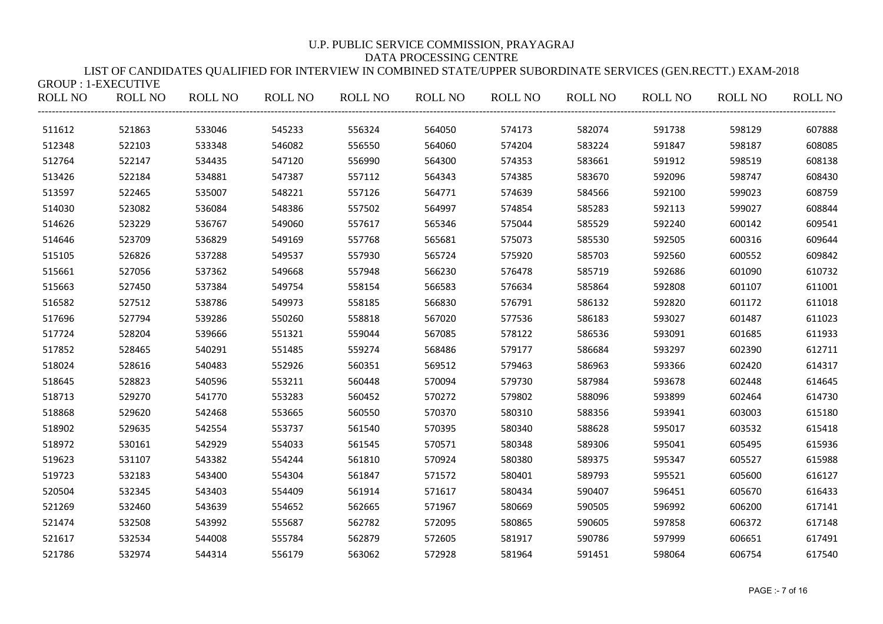U.P. PUBLIC SERVICE COMMISSION, PRAYAGRAJ

DATA PROCESSING CENTRE

LIST OF CANDIDATES QUALIFIED FOR INTERVIEW IN COMBINED STATE/UPPER SUBORDINATE SERVICES (GEN.RECTT.) EXAM-2018

GROUP : 1-EXECUTIVE

| ROLL NO | ROLL NO | ROLL NO | ROLL NO | ROLL NO | ROLL NO | ROLL NO | ROLL NO | ROLL NO | ROLL NO | ROLL NO |
|---|---|---|---|---|---|---|---|---|---|---|
| 511612 | 521863 | 533046 | 545233 | 556324 | 564050 | 574173 | 582074 | 591738 | 598129 | 607888 |
| 512348 | 522103 | 533348 | 546082 | 556550 | 564060 | 574204 | 583224 | 591847 | 598187 | 608085 |
| 512764 | 522147 | 534435 | 547120 | 556990 | 564300 | 574353 | 583661 | 591912 | 598519 | 608138 |
| 513426 | 522184 | 534881 | 547387 | 557112 | 564343 | 574385 | 583670 | 592096 | 598747 | 608430 |
| 513597 | 522465 | 535007 | 548221 | 557126 | 564771 | 574639 | 584566 | 592100 | 599023 | 608759 |
| 514030 | 523082 | 536084 | 548386 | 557502 | 564997 | 574854 | 585283 | 592113 | 599027 | 608844 |
| 514626 | 523229 | 536767 | 549060 | 557617 | 565346 | 575044 | 585529 | 592240 | 600142 | 609541 |
| 514646 | 523709 | 536829 | 549169 | 557768 | 565681 | 575073 | 585530 | 592505 | 600316 | 609644 |
| 515105 | 526826 | 537288 | 549537 | 557930 | 565724 | 575920 | 585703 | 592560 | 600552 | 609842 |
| 515661 | 527056 | 537362 | 549668 | 557948 | 566230 | 576478 | 585719 | 592686 | 601090 | 610732 |
| 515663 | 527450 | 537384 | 549754 | 558154 | 566583 | 576634 | 585864 | 592808 | 601107 | 611001 |
| 516582 | 527512 | 538786 | 549973 | 558185 | 566830 | 576791 | 586132 | 592820 | 601172 | 611018 |
| 517696 | 527794 | 539286 | 550260 | 558818 | 567020 | 577536 | 586183 | 593027 | 601487 | 611023 |
| 517724 | 528204 | 539666 | 551321 | 559044 | 567085 | 578122 | 586536 | 593091 | 601685 | 611933 |
| 517852 | 528465 | 540291 | 551485 | 559274 | 568486 | 579177 | 586684 | 593297 | 602390 | 612711 |
| 518024 | 528616 | 540483 | 552926 | 560351 | 569512 | 579463 | 586963 | 593366 | 602420 | 614317 |
| 518645 | 528823 | 540596 | 553211 | 560448 | 570094 | 579730 | 587984 | 593678 | 602448 | 614645 |
| 518713 | 529270 | 541770 | 553283 | 560452 | 570272 | 579802 | 588096 | 593899 | 602464 | 614730 |
| 518868 | 529620 | 542468 | 553665 | 560550 | 570370 | 580310 | 588356 | 593941 | 603003 | 615180 |
| 518902 | 529635 | 542554 | 553737 | 561540 | 570395 | 580340 | 588628 | 595017 | 603532 | 615418 |
| 518972 | 530161 | 542929 | 554033 | 561545 | 570571 | 580348 | 589306 | 595041 | 605495 | 615936 |
| 519623 | 531107 | 543382 | 554244 | 561810 | 570924 | 580380 | 589375 | 595347 | 605527 | 615988 |
| 519723 | 532183 | 543400 | 554304 | 561847 | 571572 | 580401 | 589793 | 595521 | 605600 | 616127 |
| 520504 | 532345 | 543403 | 554409 | 561914 | 571617 | 580434 | 590407 | 596451 | 605670 | 616433 |
| 521269 | 532460 | 543639 | 554652 | 562665 | 571967 | 580669 | 590505 | 596992 | 606200 | 617141 |
| 521474 | 532508 | 543992 | 555687 | 562782 | 572095 | 580865 | 590605 | 597858 | 606372 | 617148 |
| 521617 | 532534 | 544008 | 555784 | 562879 | 572605 | 581917 | 590786 | 597999 | 606651 | 617491 |
| 521786 | 532974 | 544314 | 556179 | 563062 | 572928 | 581964 | 591451 | 598064 | 606754 | 617540 |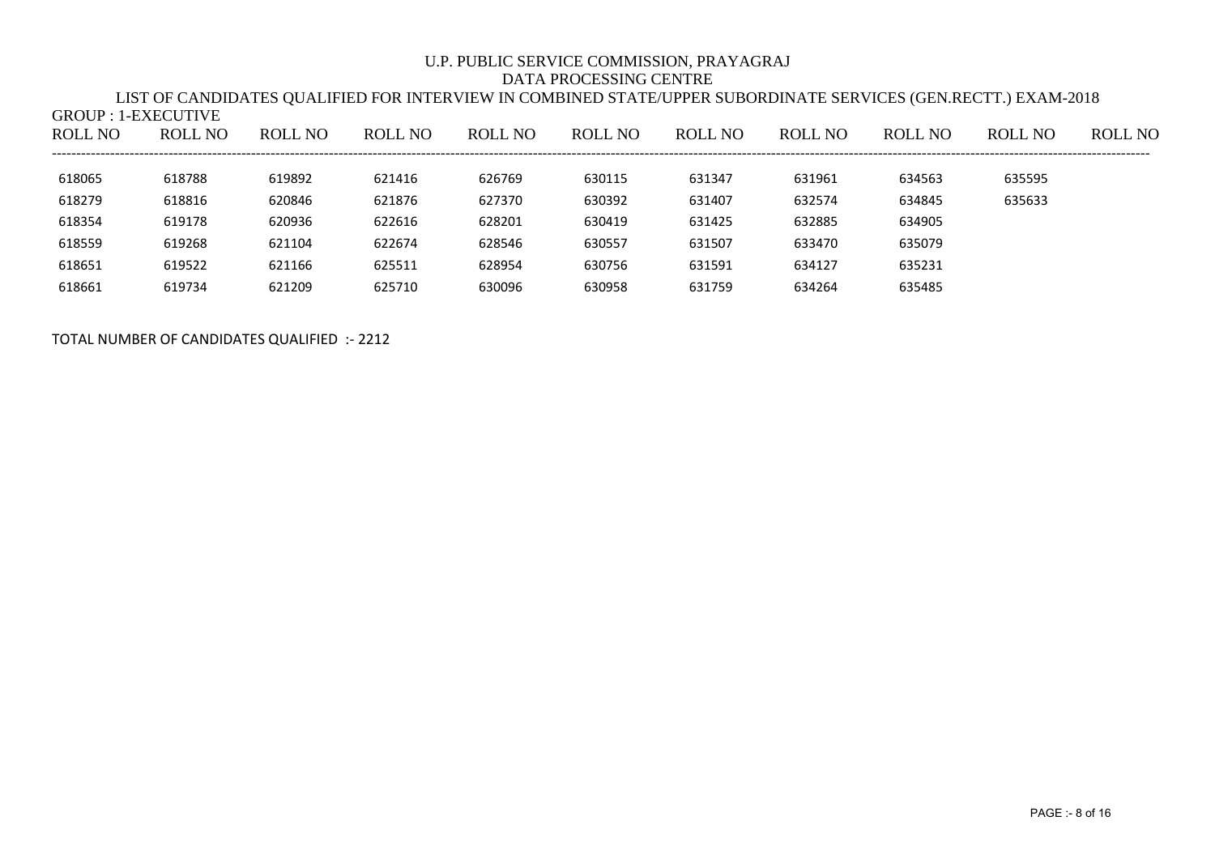U.P. PUBLIC SERVICE COMMISSION, PRAYAGRAJ

DATA PROCESSING CENTRE

LIST OF CANDIDATES QUALIFIED FOR INTERVIEW IN COMBINED STATE/UPPER SUBORDINATE SERVICES (GEN.RECTT.) EXAM-2018

GROUP : 1-EXECUTIVE

| ROLL NO | ROLL NO | ROLL NO | ROLL NO | ROLL NO | ROLL NO | ROLL NO | ROLL NO | ROLL NO | ROLL NO | ROLL NO |
|---|---|---|---|---|---|---|---|---|---|---|
| 618065 | 618788 | 619892 | 621416 | 626769 | 630115 | 631347 | 631961 | 634563 | 635595 | |
| 618279 | 618816 | 620846 | 621876 | 627370 | 630392 | 631407 | 632574 | 634845 | 635633 | |
| 618354 | 619178 | 620936 | 622616 | 628201 | 630419 | 631425 | 632885 | 634905 | | |
| 618559 | 619268 | 621104 | 622674 | 628546 | 630557 | 631507 | 633470 | 635079 | | |
| 618651 | 619522 | 621166 | 625511 | 628954 | 630756 | 631591 | 634127 | 635231 | | |
| 618661 | 619734 | 621209 | 625710 | 630096 | 630958 | 631759 | 634264 | 635485 | | |

TOTAL NUMBER OF CANDIDATES QUALIFIED :- 2212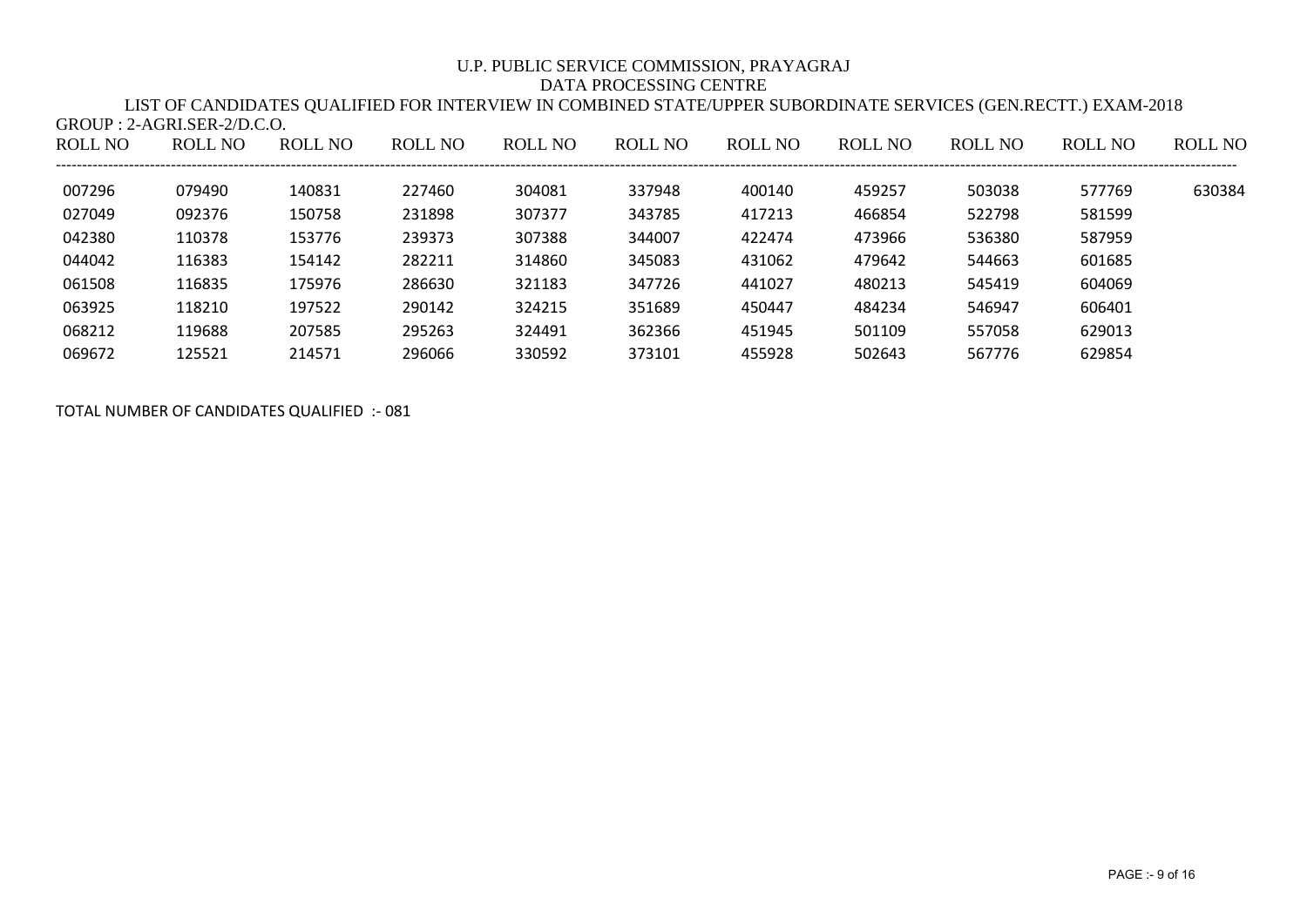U.P. PUBLIC SERVICE COMMISSION, PRAYAGRAJ

DATA PROCESSING CENTRE

LIST OF CANDIDATES QUALIFIED FOR INTERVIEW IN COMBINED STATE/UPPER SUBORDINATE SERVICES (GEN.RECTT.) EXAM-2018

GROUP : 2-AGRI.SER-2/D.C.O.

| ROLL NO | ROLL NO | ROLL NO | ROLL NO | ROLL NO | ROLL NO | ROLL NO | ROLL NO | ROLL NO | ROLL NO | ROLL NO |
|---|---|---|---|---|---|---|---|---|---|---|
| 007296 | 079490 | 140831 | 227460 | 304081 | 337948 | 400140 | 459257 | 503038 | 577769 | 630384 |
| 027049 | 092376 | 150758 | 231898 | 307377 | 343785 | 417213 | 466854 | 522798 | 581599 | |
| 042380 | 110378 | 153776 | 239373 | 307388 | 344007 | 422474 | 473966 | 536380 | 587959 | |
| 044042 | 116383 | 154142 | 282211 | 314860 | 345083 | 431062 | 479642 | 544663 | 601685 | |
| 061508 | 116835 | 175976 | 286630 | 321183 | 347726 | 441027 | 480213 | 545419 | 604069 | |
| 063925 | 118210 | 197522 | 290142 | 324215 | 351689 | 450447 | 484234 | 546947 | 606401 | |
| 068212 | 119688 | 207585 | 295263 | 324491 | 362366 | 451945 | 501109 | 557058 | 629013 | |
| 069672 | 125521 | 214571 | 296066 | 330592 | 373101 | 455928 | 502643 | 567776 | 629854 | |

TOTAL NUMBER OF CANDIDATES QUALIFIED :- 081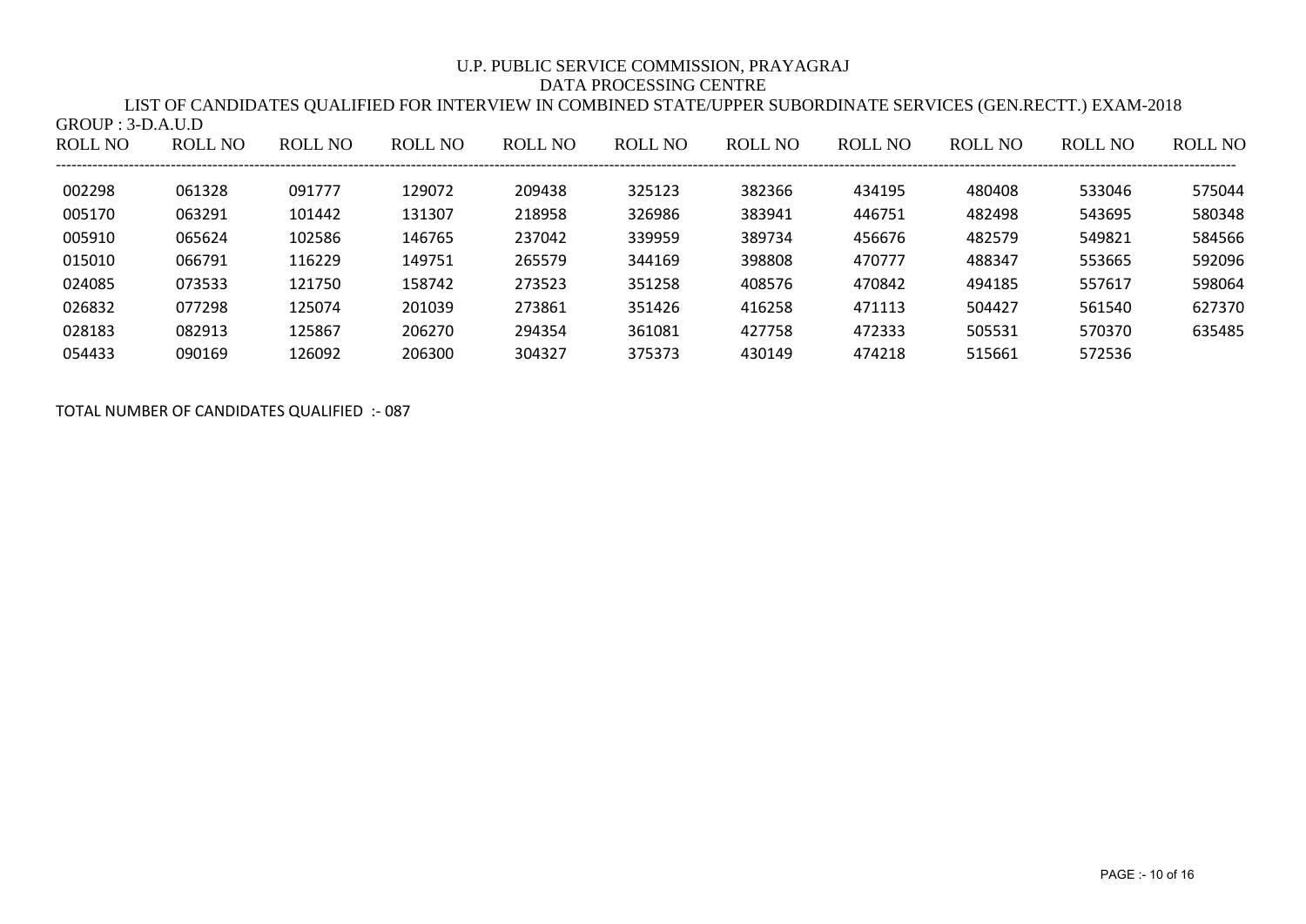U.P. PUBLIC SERVICE COMMISSION, PRAYAGRAJ

DATA PROCESSING CENTRE

LIST OF CANDIDATES QUALIFIED FOR INTERVIEW IN COMBINED STATE/UPPER SUBORDINATE SERVICES (GEN.RECTT.) EXAM-2018

GROUP : 3-D.A.U.D

| ROLL NO | ROLL NO | ROLL NO | ROLL NO | ROLL NO | ROLL NO | ROLL NO | ROLL NO | ROLL NO | ROLL NO | ROLL NO |
|---|---|---|---|---|---|---|---|---|---|---|
| 002298 | 061328 | 091777 | 129072 | 209438 | 325123 | 382366 | 434195 | 480408 | 533046 | 575044 |
| 005170 | 063291 | 101442 | 131307 | 218958 | 326986 | 383941 | 446751 | 482498 | 543695 | 580348 |
| 005910 | 065624 | 102586 | 146765 | 237042 | 339959 | 389734 | 456676 | 482579 | 549821 | 584566 |
| 015010 | 066791 | 116229 | 149751 | 265579 | 344169 | 398808 | 470777 | 488347 | 553665 | 592096 |
| 024085 | 073533 | 121750 | 158742 | 273523 | 351258 | 408576 | 470842 | 494185 | 557617 | 598064 |
| 026832 | 077298 | 125074 | 201039 | 273861 | 351426 | 416258 | 471113 | 504427 | 561540 | 627370 |
| 028183 | 082913 | 125867 | 206270 | 294354 | 361081 | 427758 | 472333 | 505531 | 570370 | 635485 |
| 054433 | 090169 | 126092 | 206300 | 304327 | 375373 | 430149 | 474218 | 515661 | 572536 | |

TOTAL NUMBER OF CANDIDATES QUALIFIED :- 087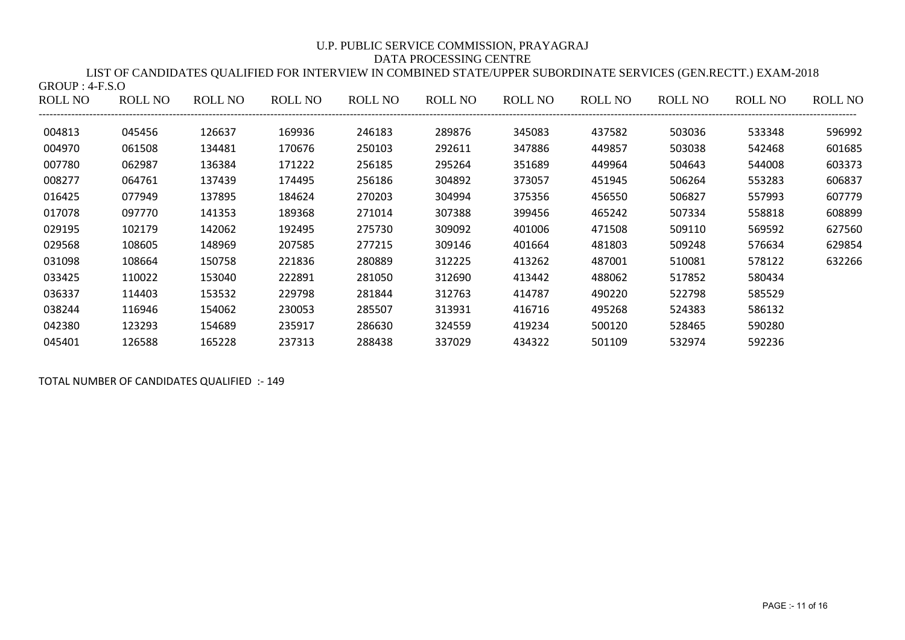U.P. PUBLIC SERVICE COMMISSION, PRAYAGRAJ

DATA PROCESSING CENTRE

LIST OF CANDIDATES QUALIFIED FOR INTERVIEW IN COMBINED STATE/UPPER SUBORDINATE SERVICES (GEN.RECTT.) EXAM-2018

GROUP : 4-F.S.O

| ROLL NO | ROLL NO | ROLL NO | ROLL NO | ROLL NO | ROLL NO | ROLL NO | ROLL NO | ROLL NO | ROLL NO | ROLL NO |
|---|---|---|---|---|---|---|---|---|---|---|
| 004813 | 045456 | 126637 | 169936 | 246183 | 289876 | 345083 | 437582 | 503036 | 533348 | 596992 |
| 004970 | 061508 | 134481 | 170676 | 250103 | 292611 | 347886 | 449857 | 503038 | 542468 | 601685 |
| 007780 | 062987 | 136384 | 171222 | 256185 | 295264 | 351689 | 449964 | 504643 | 544008 | 603373 |
| 008277 | 064761 | 137439 | 174495 | 256186 | 304892 | 373057 | 451945 | 506264 | 553283 | 606837 |
| 016425 | 077949 | 137895 | 184624 | 270203 | 304994 | 375356 | 456550 | 506827 | 557993 | 607779 |
| 017078 | 097770 | 141353 | 189368 | 271014 | 307388 | 399456 | 465242 | 507334 | 558818 | 608899 |
| 029195 | 102179 | 142062 | 192495 | 275730 | 309092 | 401006 | 471508 | 509110 | 569592 | 627560 |
| 029568 | 108605 | 148969 | 207585 | 277215 | 309146 | 401664 | 481803 | 509248 | 576634 | 629854 |
| 031098 | 108664 | 150758 | 221836 | 280889 | 312225 | 413262 | 487001 | 510081 | 578122 | 632266 |
| 033425 | 110022 | 153040 | 222891 | 281050 | 312690 | 413442 | 488062 | 517852 | 580434 | |
| 036337 | 114403 | 153532 | 229798 | 281844 | 312763 | 414787 | 490220 | 522798 | 585529 | |
| 038244 | 116946 | 154062 | 230053 | 285507 | 313931 | 416716 | 495268 | 524383 | 586132 | |
| 042380 | 123293 | 154689 | 235917 | 286630 | 324559 | 419234 | 500120 | 528465 | 590280 | |
| 045401 | 126588 | 165228 | 237313 | 288438 | 337029 | 434322 | 501109 | 532974 | 592236 | |

TOTAL NUMBER OF CANDIDATES QUALIFIED :- 149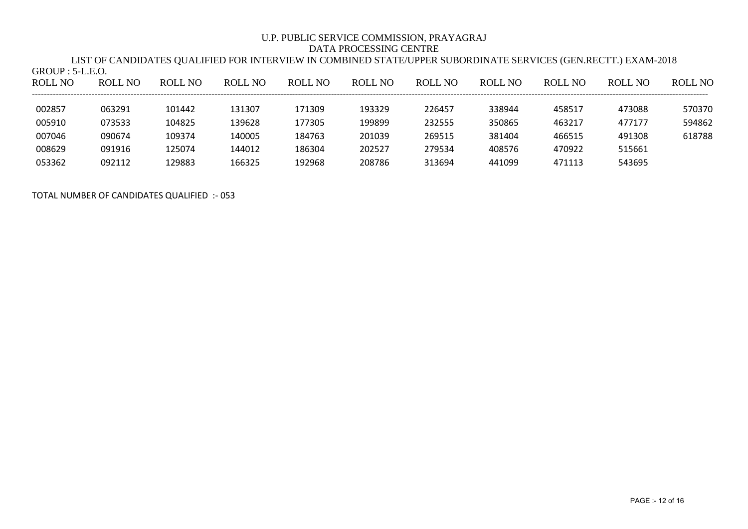U.P. PUBLIC SERVICE COMMISSION, PRAYAGRAJ

DATA PROCESSING CENTRE

LIST OF CANDIDATES QUALIFIED FOR INTERVIEW IN COMBINED STATE/UPPER SUBORDINATE SERVICES (GEN.RECTT.) EXAM-2018

GROUP : 5-L.E.O.

| ROLL NO | ROLL NO | ROLL NO | ROLL NO | ROLL NO | ROLL NO | ROLL NO | ROLL NO | ROLL NO | ROLL NO | ROLL NO |
|---|---|---|---|---|---|---|---|---|---|---|
| 002857 | 063291 | 101442 | 131307 | 171309 | 193329 | 226457 | 338944 | 458517 | 473088 | 570370 |
| 005910 | 073533 | 104825 | 139628 | 177305 | 199899 | 232555 | 350865 | 463217 | 477177 | 594862 |
| 007046 | 090674 | 109374 | 140005 | 184763 | 201039 | 269515 | 381404 | 466515 | 491308 | 618788 |
| 008629 | 091916 | 125074 | 144012 | 186304 | 202527 | 279534 | 408576 | 470922 | 515661 | |
| 053362 | 092112 | 129883 | 166325 | 192968 | 208786 | 313694 | 441099 | 471113 | 543695 | |

TOTAL NUMBER OF CANDIDATES QUALIFIED :- 053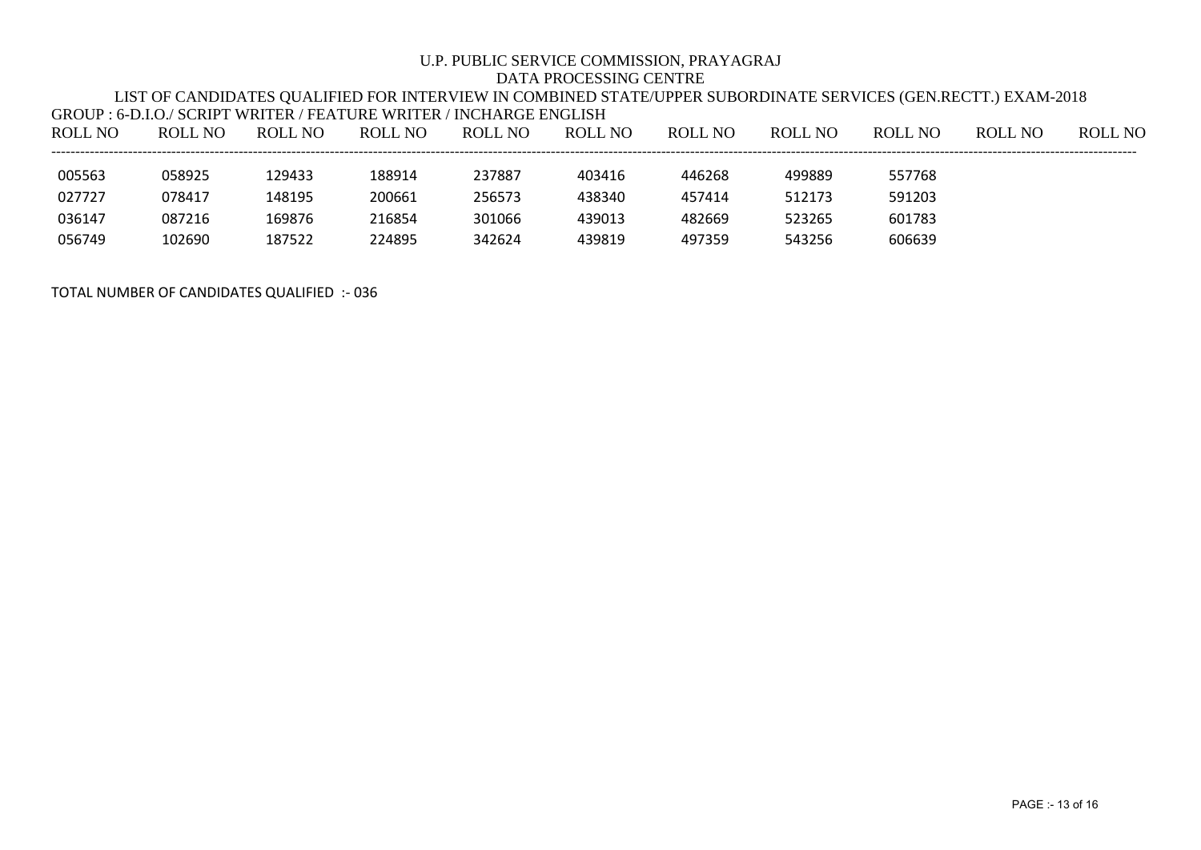U.P. PUBLIC SERVICE COMMISSION, PRAYAGRAJ

DATA PROCESSING CENTRE

LIST OF CANDIDATES QUALIFIED FOR INTERVIEW IN COMBINED STATE/UPPER SUBORDINATE SERVICES (GEN.RECTT.) EXAM-2018

GROUP : 6-D.I.O./ SCRIPT WRITER / FEATURE WRITER / INCHARGE ENGLISH

| ROLL NO | ROLL NO | ROLL NO | ROLL NO | ROLL NO | ROLL NO | ROLL NO | ROLL NO | ROLL NO | ROLL NO | ROLL NO |
|---|---|---|---|---|---|---|---|---|---|---|
| 005563 | 058925 | 129433 | 188914 | 237887 | 403416 | 446268 | 499889 | 557768 | | |
| 027727 | 078417 | 148195 | 200661 | 256573 | 438340 | 457414 | 512173 | 591203 | | |
| 036147 | 087216 | 169876 | 216854 | 301066 | 439013 | 482669 | 523265 | 601783 | | |
| 056749 | 102690 | 187522 | 224895 | 342624 | 439819 | 497359 | 543256 | 606639 | | |

TOTAL NUMBER OF CANDIDATES QUALIFIED :- 036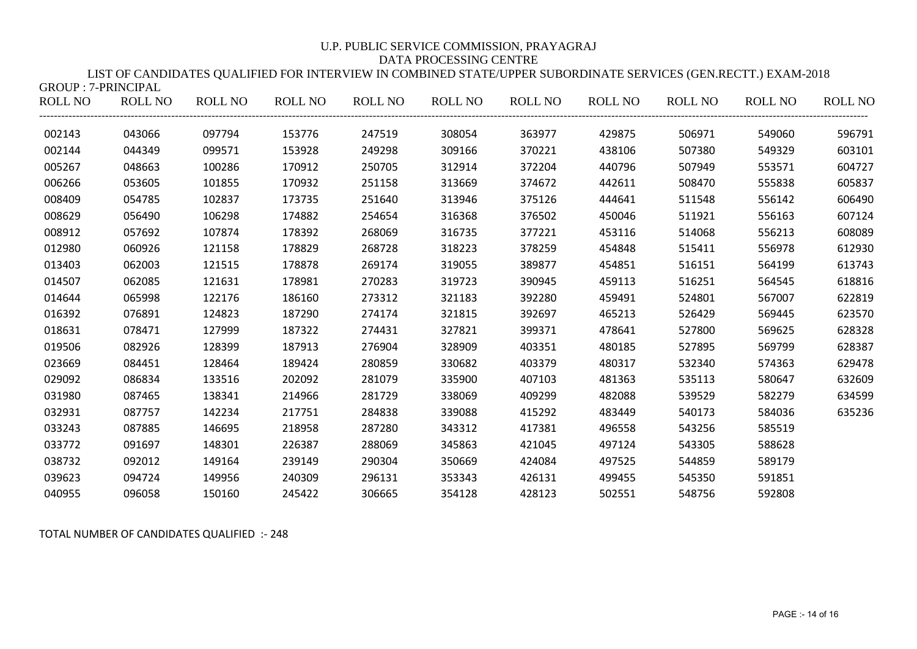U.P. PUBLIC SERVICE COMMISSION, PRAYAGRAJ

DATA PROCESSING CENTRE

LIST OF CANDIDATES QUALIFIED FOR INTERVIEW IN COMBINED STATE/UPPER SUBORDINATE SERVICES (GEN.RECTT.) EXAM-2018

GROUP : 7-PRINCIPAL

| ROLL NO | ROLL NO | ROLL NO | ROLL NO | ROLL NO | ROLL NO | ROLL NO | ROLL NO | ROLL NO | ROLL NO | ROLL NO |
|---|---|---|---|---|---|---|---|---|---|---|
| 002143 | 043066 | 097794 | 153776 | 247519 | 308054 | 363977 | 429875 | 506971 | 549060 | 596791 |
| 002144 | 044349 | 099571 | 153928 | 249298 | 309166 | 370221 | 438106 | 507380 | 549329 | 603101 |
| 005267 | 048663 | 100286 | 170912 | 250705 | 312914 | 372204 | 440796 | 507949 | 553571 | 604727 |
| 006266 | 053605 | 101855 | 170932 | 251158 | 313669 | 374672 | 442611 | 508470 | 555838 | 605837 |
| 008409 | 054785 | 102837 | 173735 | 251640 | 313946 | 375126 | 444641 | 511548 | 556142 | 606490 |
| 008629 | 056490 | 106298 | 174882 | 254654 | 316368 | 376502 | 450046 | 511921 | 556163 | 607124 |
| 008912 | 057692 | 107874 | 178392 | 268069 | 316735 | 377221 | 453116 | 514068 | 556213 | 608089 |
| 012980 | 060926 | 121158 | 178829 | 268728 | 318223 | 378259 | 454848 | 515411 | 556978 | 612930 |
| 013403 | 062003 | 121515 | 178878 | 269174 | 319055 | 389877 | 454851 | 516151 | 564199 | 613743 |
| 014507 | 062085 | 121631 | 178981 | 270283 | 319723 | 390945 | 459113 | 516251 | 564545 | 618816 |
| 014644 | 065998 | 122176 | 186160 | 273312 | 321183 | 392280 | 459491 | 524801 | 567007 | 622819 |
| 016392 | 076891 | 124823 | 187290 | 274174 | 321815 | 392697 | 465213 | 526429 | 569445 | 623570 |
| 018631 | 078471 | 127999 | 187322 | 274431 | 327821 | 399371 | 478641 | 527800 | 569625 | 628328 |
| 019506 | 082926 | 128399 | 187913 | 276904 | 328909 | 403351 | 480185 | 527895 | 569799 | 628387 |
| 023669 | 084451 | 128464 | 189424 | 280859 | 330682 | 403379 | 480317 | 532340 | 574363 | 629478 |
| 029092 | 086834 | 133516 | 202092 | 281079 | 335900 | 407103 | 481363 | 535113 | 580647 | 632609 |
| 031980 | 087465 | 138341 | 214966 | 281729 | 338069 | 409299 | 482088 | 539529 | 582279 | 634599 |
| 032931 | 087757 | 142234 | 217751 | 284838 | 339088 | 415292 | 483449 | 540173 | 584036 | 635236 |
| 033243 | 087885 | 146695 | 218958 | 287280 | 343312 | 417381 | 496558 | 543256 | 585519 | |
| 033772 | 091697 | 148301 | 226387 | 288069 | 345863 | 421045 | 497124 | 543305 | 588628 | |
| 038732 | 092012 | 149164 | 239149 | 290304 | 350669 | 424084 | 497525 | 544859 | 589179 | |
| 039623 | 094724 | 149956 | 240309 | 296131 | 353343 | 426131 | 499455 | 545350 | 591851 | |
| 040955 | 096058 | 150160 | 245422 | 306665 | 354128 | 428123 | 502551 | 548756 | 592808 | |

TOTAL NUMBER OF CANDIDATES QUALIFIED :- 248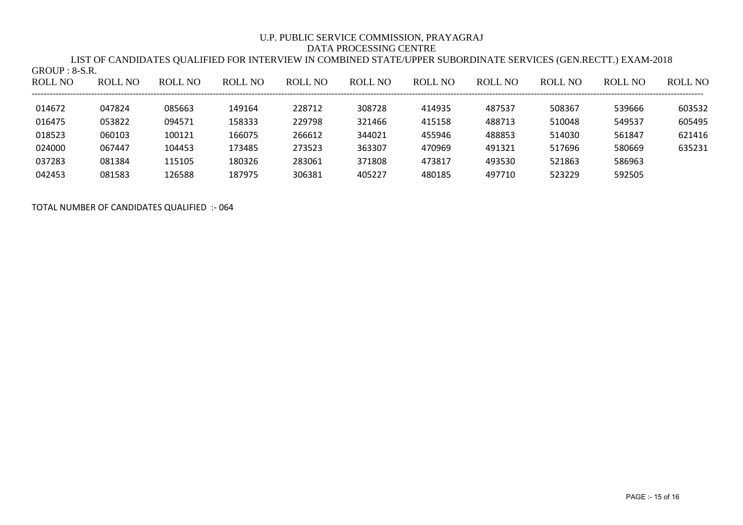U.P. PUBLIC SERVICE COMMISSION, PRAYAGRAJ

DATA PROCESSING CENTRE

LIST OF CANDIDATES QUALIFIED FOR INTERVIEW IN COMBINED STATE/UPPER SUBORDINATE SERVICES (GEN.RECTT.) EXAM-2018

GROUP : 8-S.R.

| ROLL NO | ROLL NO | ROLL NO | ROLL NO | ROLL NO | ROLL NO | ROLL NO | ROLL NO | ROLL NO | ROLL NO | ROLL NO |
|---|---|---|---|---|---|---|---|---|---|---|
| 014672 | 047824 | 085663 | 149164 | 228712 | 308728 | 414935 | 487537 | 508367 | 539666 | 603532 |
| 016475 | 053822 | 094571 | 158333 | 229798 | 321466 | 415158 | 488713 | 510048 | 549537 | 605495 |
| 018523 | 060103 | 100121 | 166075 | 266612 | 344021 | 455946 | 488853 | 514030 | 561847 | 621416 |
| 024000 | 067447 | 104453 | 173485 | 273523 | 363307 | 470969 | 491321 | 517696 | 580669 | 635231 |
| 037283 | 081384 | 115105 | 180326 | 283061 | 371808 | 473817 | 493530 | 521863 | 586963 | |
| 042453 | 081583 | 126588 | 187975 | 306381 | 405227 | 480185 | 497710 | 523229 | 592505 | |

TOTAL NUMBER OF CANDIDATES QUALIFIED :- 064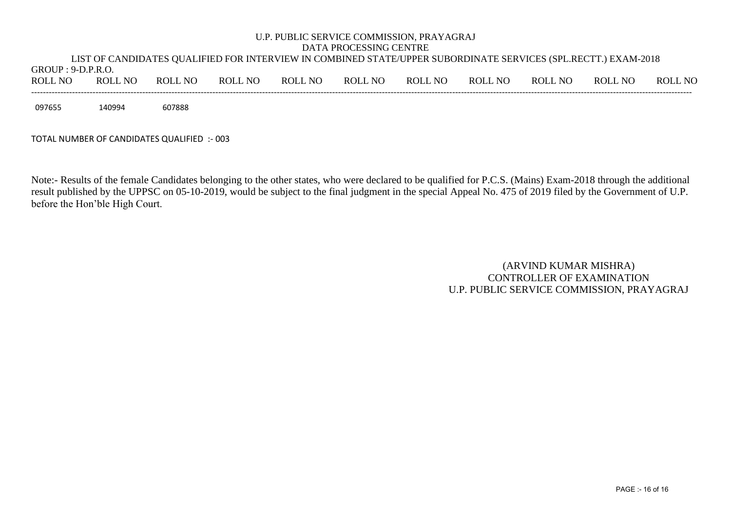U.P. PUBLIC SERVICE COMMISSION, PRAYAGRAJ

DATA PROCESSING CENTRE

LIST OF CANDIDATES QUALIFIED FOR INTERVIEW IN COMBINED STATE/UPPER SUBORDINATE SERVICES (SPL.RECTT.) EXAM-2018

GROUP : 9-D.P.R.O.

| ROLL NO | ROLL NO | ROLL NO | ROLL NO | ROLL NO | ROLL NO | ROLL NO | ROLL NO | ROLL NO | ROLL NO | ROLL NO |
|---|---|---|---|---|---|---|---|---|---|---|
| 097655 | 140994 | 607888 | | | | | | | | |

TOTAL NUMBER OF CANDIDATES QUALIFIED :- 003

Note:- Results of the female Candidates belonging to the other states, who were declared to be qualified for P.C.S. (Mains) Exam-2018 through the additional result published by the UPPSC on 05-10-2019, would be subject to the final judgment in the special Appeal No. 475 of 2019 filed by the Government of U.P. before the Hon'ble High Court.

(ARVIND KUMAR MISHRA)
CONTROLLER OF EXAMINATION
U.P. PUBLIC SERVICE COMMISSION, PRAYAGRAJ